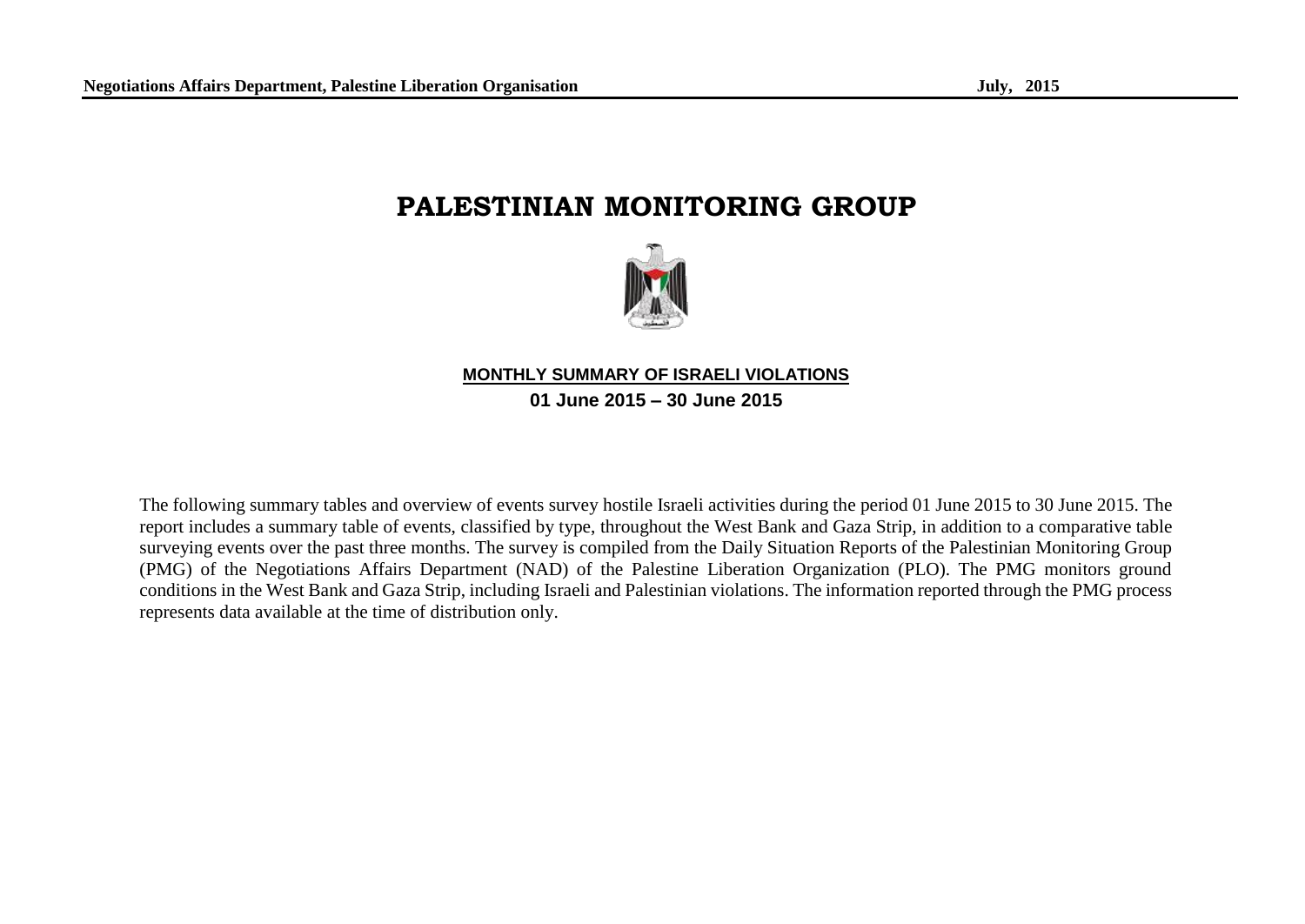# PALESTINIAN MONITORING GROUP

## MONTHLY SUMMARY OF ISRAELI VIOLATIONS

**01 June 2015 – 30 June 2015**

The following summary tables and overview of events survey hostile Israeli activities during the period 01 June 2015 to 30 June 2015. The report includes a summary table of events, classified by type, throughout the West Bank and Gaza Strip, in addition to a comparative table surveying events over the past three months. The survey is compiled from the Daily Situation Reports of the Palestinian Monitoring Group (PMG) of the Negotiations Affairs Department (NAD) of the Palestine Liberation Organization (PLO). The PMG monitors ground conditions in the West Bank and Gaza Strip, including Israeli and Palestinian violations. The information reported through the PMG process represents data available at the time of distribution only.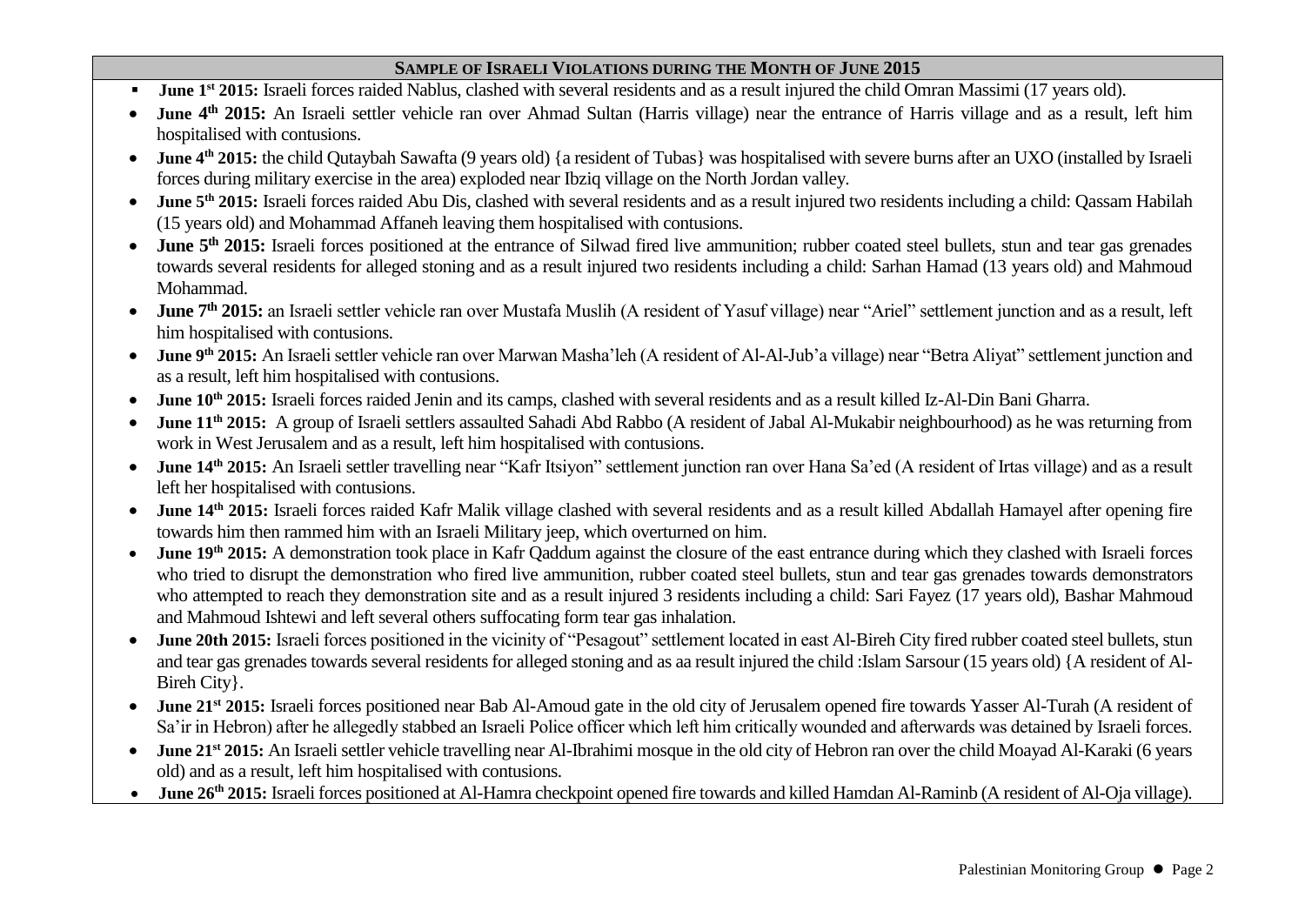## Sample of Israeli Violations during the Month of June 2015

- **June 1st 2015:** Israeli forces raided Nablus, clashed with several residents and as a result injured the child Omran Massimi (17 years old).
- **June 4th 2015:** An Israeli settler vehicle ran over Ahmad Sultan (Harris village) near the entrance of Harris village and as a result, left him hospitalised with contusions.
- **June 4th 2015:** the child Qutaybah Sawafta (9 years old) {a resident of Tubas} was hospitalised with severe burns after an UXO (installed by Israeli forces during military exercise in the area) exploded near Ibziq village on the North Jordan valley.
- **June 5th 2015:** Israeli forces raided Abu Dis, clashed with several residents and as a result injured two residents including a child: Qassam Habilah (15 years old) and Mohammad Affaneh leaving them hospitalised with contusions.
- **June 5th 2015:** Israeli forces positioned at the entrance of Silwad fired live ammunition; rubber coated steel bullets, stun and tear gas grenades towards several residents for alleged stoning and as a result injured two residents including a child: Sarhan Hamad (13 years old) and Mahmoud Mohammad.
- **June 7th 2015:** an Israeli settler vehicle ran over Mustafa Muslih (A resident of Yasuf village) near "Ariel" settlement junction and as a result, left him hospitalised with contusions.
- **June 9th 2015:** An Israeli settler vehicle ran over Marwan Masha'leh (A resident of Al-Al-Jub'a village) near "Betra Aliyat" settlement junction and as a result, left him hospitalised with contusions.
- **June 10th 2015:** Israeli forces raided Jenin and its camps, clashed with several residents and as a result killed Iz-Al-Din Bani Gharra.
- **June 11th 2015:** A group of Israeli settlers assaulted Sahadi Abd Rabbo (A resident of Jabal Al-Mukabir neighbourhood) as he was returning from work in West Jerusalem and as a result, left him hospitalised with contusions.
- **June 14th 2015:** An Israeli settler travelling near "Kafr Itsiyon" settlement junction ran over Hana Sa'ed (A resident of Irtas village) and as a result left her hospitalised with contusions.
- **June 14th 2015:** Israeli forces raided Kafr Malik village clashed with several residents and as a result killed Abdallah Hamayel after opening fire towards him then rammed him with an Israeli Military jeep, which overturned on him.
- **June 19th 2015:** A demonstration took place in Kafr Qaddum against the closure of the east entrance during which they clashed with Israeli forces who tried to disrupt the demonstration who fired live ammunition, rubber coated steel bullets, stun and tear gas grenades towards demonstrators who attempted to reach they demonstration site and as a result injured 3 residents including a child: Sari Fayez (17 years old), Bashar Mahmoud and Mahmoud Ishtewi and left several others suffocating form tear gas inhalation.
- **June 20th 2015:** Israeli forces positioned in the vicinity of "Pesagout" settlement located in east Al-Bireh City fired rubber coated steel bullets, stun and tear gas grenades towards several residents for alleged stoning and as aa result injured the child :Islam Sarsour (15 years old) {A resident of Al-Bireh City}.
- **June 21st 2015:** Israeli forces positioned near Bab Al-Amoud gate in the old city of Jerusalem opened fire towards Yasser Al-Turah (A resident of Sa'ir in Hebron) after he allegedly stabbed an Israeli Police officer which left him critically wounded and afterwards was detained by Israeli forces.
- **June 21st 2015:** An Israeli settler vehicle travelling near Al-Ibrahimi mosque in the old city of Hebron ran over the child Moayad Al-Karaki (6 years old) and as a result, left him hospitalised with contusions.
- **June 26th 2015:** Israeli forces positioned at Al-Hamra checkpoint opened fire towards and killed Hamdan Al-Raminb (A resident of Al-Oja village).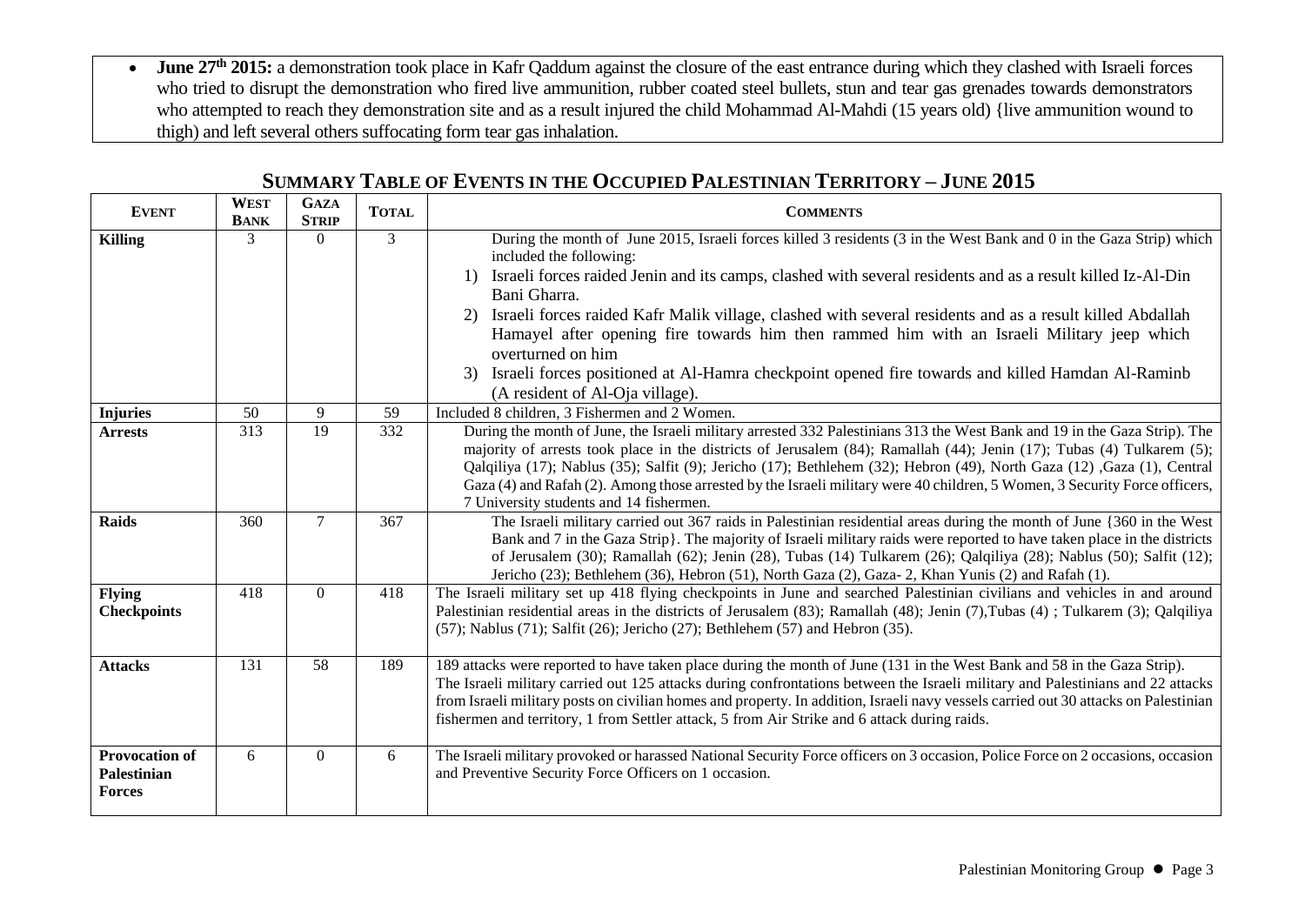- **June 27th 2015:** a demonstration took place in Kafr Qaddum against the closure of the east entrance during which they clashed with Israeli forces who tried to disrupt the demonstration who fired live ammunition, rubber coated steel bullets, stun and tear gas grenades towards demonstrators who attempted to reach they demonstration site and as a result injured the child Mohammad Al-Mahdi (15 years old) {live ammunition wound to thigh) and left several others suffocating form tear gas inhalation.

## Summary Table of Events in the Occupied Palestinian Territory – June 2015

| Event | West Bank | Gaza Strip | Total | Comments |
|---|---|---|---|---|
| **Killing** | 3 | 0 | 3 | During the month of June 2015, Israeli forces killed 3 residents (3 in the West Bank and 0 in the Gaza Strip) which included the following: 1) Israeli forces raided Jenin and its camps, clashed with several residents and as a result killed Iz-Al-Din Bani Gharra. 2) Israeli forces raided Kafr Malik village, clashed with several residents and as a result killed Abdallah Hamayel after opening fire towards him then rammed him with an Israeli Military jeep which overturned on him 3) Israeli forces positioned at Al-Hamra checkpoint opened fire towards and killed Hamdan Al-Raminb (A resident of Al-Oja village). |
| **Injuries** | 50 | 9 | 59 | Included 8 children, 3 Fishermen and 2 Women. |
| **Arrests** | 313 | 19 | 332 | During the month of June, the Israeli military arrested 332 Palestinians 313 the West Bank and 19 in the Gaza Strip). The majority of arrests took place in the districts of Jerusalem (84); Ramallah (44); Jenin (17); Tubas (4) Tulkarem (5); Qalqiliya (17); Nablus (35); Salfit (9); Jericho (17); Bethlehem (32); Hebron (49), North Gaza (12) ,Gaza (1), Central Gaza (4) and Rafah (2). Among those arrested by the Israeli military were 40 children, 5 Women, 3 Security Force officers, 7 University students and 14 fishermen. |
| **Raids** | 360 | 7 | 367 | The Israeli military carried out 367 raids in Palestinian residential areas during the month of June {360 in the West Bank and 7 in the Gaza Strip}. The majority of Israeli military raids were reported to have taken place in the districts of Jerusalem (30); Ramallah (62); Jenin (28), Tubas (14) Tulkarem (26); Qalqiliya (28); Nablus (50); Salfit (12); Jericho (23); Bethlehem (36), Hebron (51), North Gaza (2), Gaza- 2, Khan Yunis (2) and Rafah (1). |
| **Flying Checkpoints** | 418 | 0 | 418 | The Israeli military set up 418 flying checkpoints in June and searched Palestinian civilians and vehicles in and around Palestinian residential areas in the districts of Jerusalem (83); Ramallah (48); Jenin (7),Tubas (4) ; Tulkarem (3); Qalqiliya (57); Nablus (71); Salfit (26); Jericho (27); Bethlehem (57) and Hebron (35). |
| **Attacks** | 131 | 58 | 189 | 189 attacks were reported to have taken place during the month of June (131 in the West Bank and 58 in the Gaza Strip). The Israeli military carried out 125 attacks during confrontations between the Israeli military and Palestinians and 22 attacks from Israeli military posts on civilian homes and property. In addition, Israeli navy vessels carried out 30 attacks on Palestinian fishermen and territory, 1 from Settler attack, 5 from Air Strike and 6 attack during raids. |
| **Provocation of Palestinian Forces** | 6 | 0 | 6 | The Israeli military provoked or harassed National Security Force officers on 3 occasion, Police Force on 2 occasions, occasion and Preventive Security Force Officers on 1 occasion. |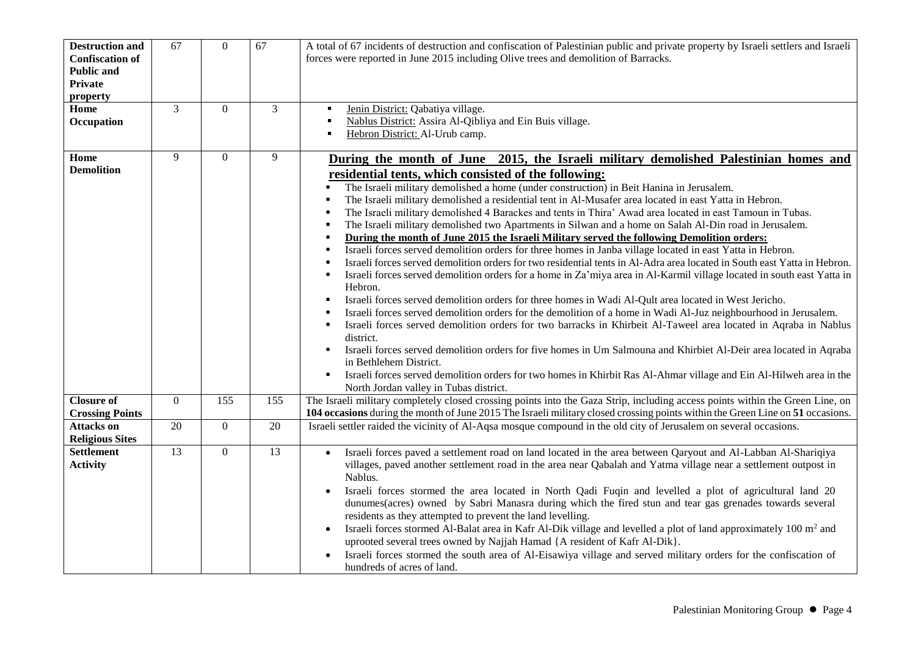| | | | | |
|---|---|---|---|---|
| **Destruction and Confiscation of Public and Private property** | 67 | 0 | 67 | A total of 67 incidents of destruction and confiscation of Palestinian public and private property by Israeli settlers and Israeli forces were reported in June 2015 including Olive trees and demolition of Barracks. |
| **Home Occupation** | 3 | 0 | 3 | ▪ Jenin District: Qabatiya village.<br>▪ Nablus District: Assira Al-Qibliya and Ein Buis village.<br>▪ Hebron District: Al-Urub camp. |
| **Home Demolition** | 9 | 0 | 9 | **During the month of June 2015, the Israeli military demolished Palestinian homes and residential tents, which consisted of the following:**<br>▪ The Israeli military demolished a home (under construction) in Beit Hanina in Jerusalem.<br>▪ The Israeli military demolished a residential tent in Al-Musafer area located in east Yatta in Hebron.<br>▪ The Israeli military demolished 4 Barackes and tents in Thira' Awad area located in east Tamoun in Tubas.<br>▪ The Israeli military demolished two Apartments in Silwan and a home on Salah Al-Din road in Jerusalem.<br>▪ **During the month of June 2015 the Israeli Military served the following Demolition orders:**<br>▪ Israeli forces served demolition orders for three homes in Janba village located in east Yatta in Hebron.<br>▪ Israeli forces served demolition orders for two residential tents in Al-Adra area located in South east Yatta in Hebron.<br>▪ Israeli forces served demolition orders for a home in Za'miya area in Al-Karmil village located in south east Yatta in Hebron.<br>▪ Israeli forces served demolition orders for three homes in Wadi Al-Qult area located in West Jericho.<br>▪ Israeli forces served demolition orders for the demolition of a home in Wadi Al-Juz neighbourhood in Jerusalem.<br>▪ Israeli forces served demolition orders for two barracks in Khirbeit Al-Taweel area located in Aqraba in Nablus district.<br>▪ Israeli forces served demolition orders for five homes in Um Salmouna and Khirbiet Al-Deir area located in Aqraba in Bethlehem District.<br>▪ Israeli forces served demolition orders for two homes in Khirbit Ras Al-Ahmar village and Ein Al-Hilweh area in the North Jordan valley in Tubas district. |
| **Closure of Crossing Points** | 0 | 155 | 155 | The Israeli military completely closed crossing points into the Gaza Strip, including access points within the Green Line, on **104 occasions** during the month of June 2015 The Israeli military closed crossing points within the Green Line on **51** occasions. |
| **Attacks on Religious Sites** | 20 | 0 | 20 | Israeli settler raided the vicinity of Al-Aqsa mosque compound in the old city of Jerusalem on several occasions. |
| **Settlement Activity** | 13 | 0 | 13 | • Israeli forces paved a settlement road on land located in the area between Qaryout and Al-Labban Al-Shariqiya villages, paved another settlement road in the area near Qabalah and Yatma village near a settlement outpost in Nablus.<br>• Israeli forces stormed the area located in North Qadi Fuqin and levelled a plot of agricultural land 20 dunumes(acres) owned by Sabri Manasra during which the fired stun and tear gas grenades towards several residents as they attempted to prevent the land levelling.<br>• Israeli forces stormed Al-Balat area in Kafr Al-Dik village and levelled a plot of land approximately 100 $m^2$ and uprooted several trees owned by Najjah Hamad {A resident of Kafr Al-Dik}.<br>• Israeli forces stormed the south area of Al-Eisawiya village and served military orders for the confiscation of hundreds of acres of land. |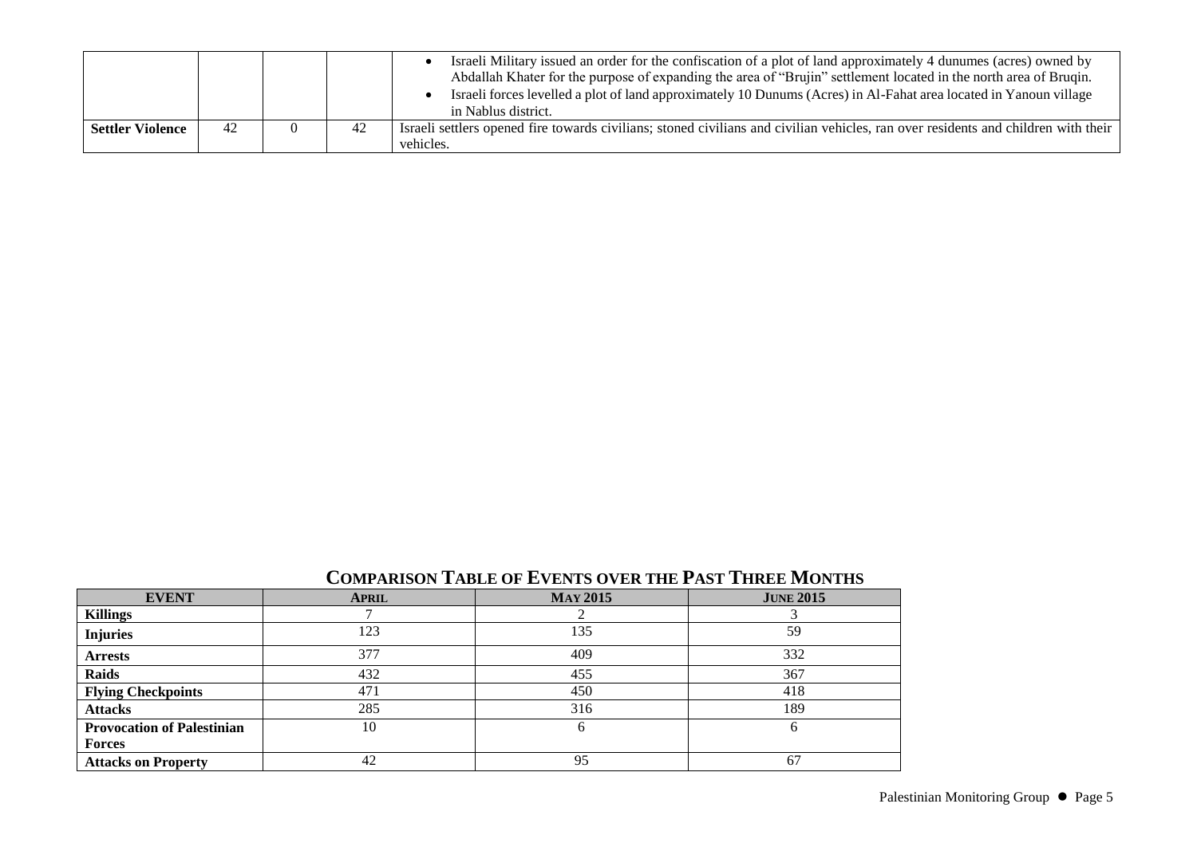| | | | | <ul><li>Israeli Military issued an order for the confiscation of a plot of land approximately 4 dunumes (acres) owned by Abdallah Khater for the purpose of expanding the area of "Brujin" settlement located in the north area of Bruqin.</li><li>Israeli forces levelled a plot of land approximately 10 Dunums (Acres) in Al-Fahat area located in Yanoun village in Nablus district.</li></ul> |
|---|---|---|---|---|
| **Settler Violence** | 42 | 0 | 42 | Israeli settlers opened fire towards civilians; stoned civilians and civilian vehicles, ran over residents and children with their vehicles. |

## Comparison Table of Events over the Past Three Months

| EVENT | APRIL | MAY 2015 | JUNE 2015 |
|---|---|---|---|
| **Killings** | 7 | 2 | 3 |
| **Injuries** | 123 | 135 | 59 |
| **Arrests** | 377 | 409 | 332 |
| **Raids** | 432 | 455 | 367 |
| **Flying Checkpoints** | 471 | 450 | 418 |
| **Attacks** | 285 | 316 | 189 |
| **Provocation of Palestinian Forces** | 10 | 6 | 6 |
| **Attacks on Property** | 42 | 95 | 67 |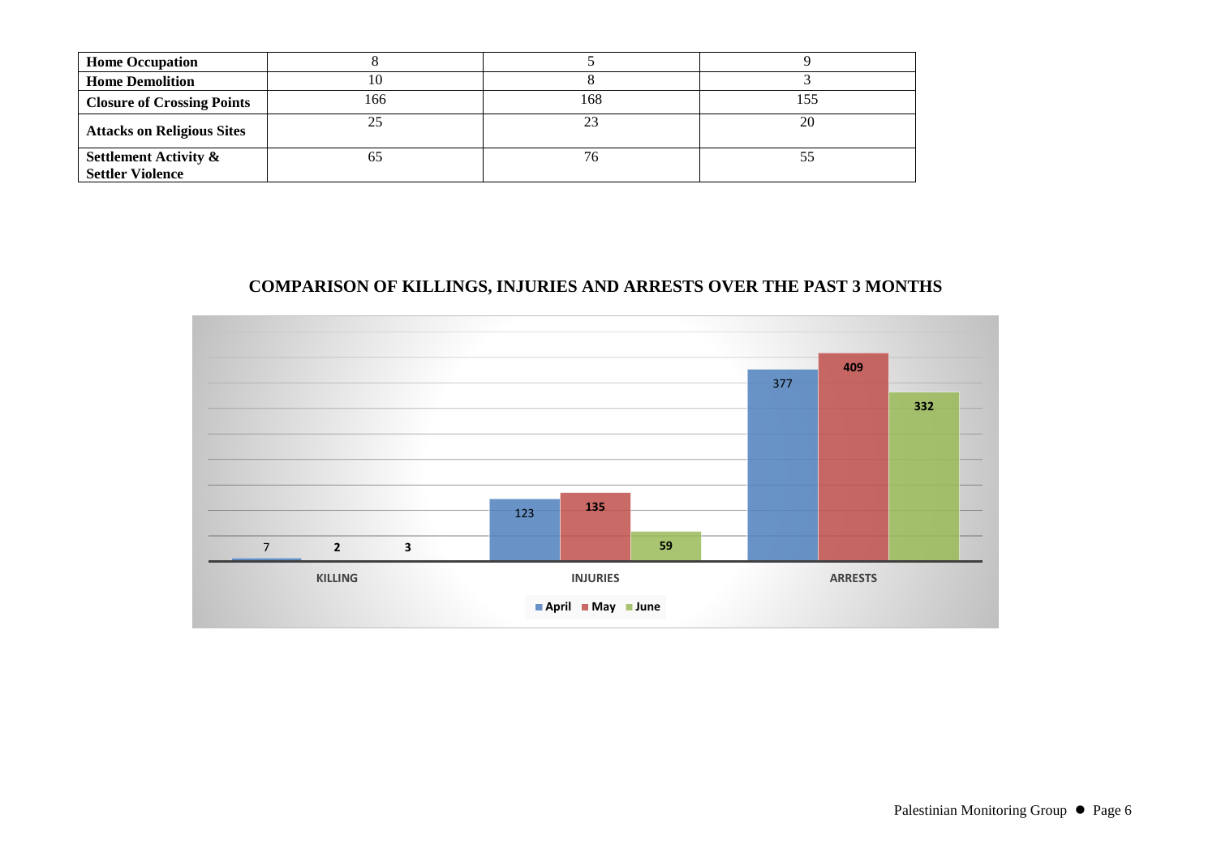| | | | |
|---|---|---|---|
| **Home Occupation** | 8 | 5 | 9 |
| **Home Demolition** | 10 | 8 | 3 |
| **Closure of Crossing Points** | 166 | 168 | 155 |
| **Attacks on Religious Sites** | 25 | 23 | 20 |
| **Settlement Activity & Settler Violence** | 65 | 76 | 55 |

## COMPARISON OF KILLINGS, INJURIES AND ARRESTS OVER THE PAST 3 MONTHS

| | April | May | June |
|---|---|---|---|
| KILLING | 7 | 2 | 3 |
| INJURIES | 123 | 135 | 59 |
| ARRESTS | 377 | 409 | 332 |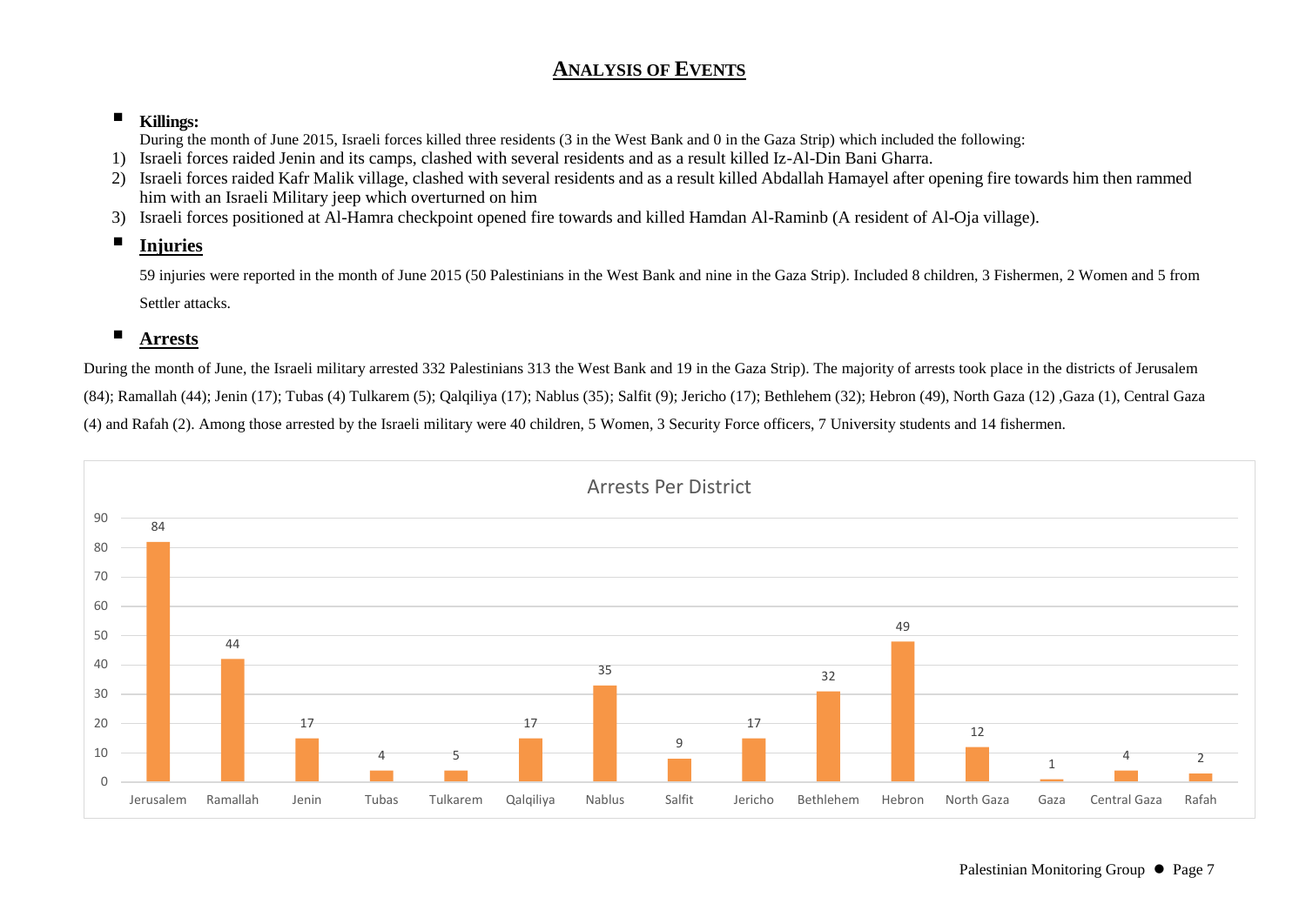# ANALYSIS OF EVENTS

- **Killings:**

During the month of June 2015, Israeli forces killed three residents (3 in the West Bank and 0 in the Gaza Strip) which included the following:

1) Israeli forces raided Jenin and its camps, clashed with several residents and as a result killed Iz-Al-Din Bani Gharra.
2) Israeli forces raided Kafr Malik village, clashed with several residents and as a result killed Abdallah Hamayel after opening fire towards him then rammed him with an Israeli Military jeep which overturned on him
3) Israeli forces positioned at Al-Hamra checkpoint opened fire towards and killed Hamdan Al-Raminb (A resident of Al-Oja village).

- **Injuries**

59 injuries were reported in the month of June 2015 (50 Palestinians in the West Bank and nine in the Gaza Strip). Included 8 children, 3 Fishermen, 2 Women and 5 from Settler attacks.

- **Arrests**

During the month of June, the Israeli military arrested 332 Palestinians 313 the West Bank and 19 in the Gaza Strip). The majority of arrests took place in the districts of Jerusalem (84); Ramallah (44); Jenin (17); Tubas (4) Tulkarem (5); Qalqiliya (17); Nablus (35); Salfit (9); Jericho (17); Bethlehem (32); Hebron (49), North Gaza (12) ,Gaza (1), Central Gaza (4) and Rafah (2). Among those arrested by the Israeli military were 40 children, 5 Women, 3 Security Force officers, 7 University students and 14 fishermen.

**Arrests Per District**

| District | Arrests |
|---|---|
| Jerusalem | 84 |
| Ramallah | 44 |
| Jenin | 17 |
| Tubas | 4 |
| Tulkarem | 5 |
| Qalqiliya | 17 |
| Nablus | 35 |
| Salfit | 9 |
| Jericho | 17 |
| Bethlehem | 32 |
| Hebron | 49 |
| North Gaza | 12 |
| Gaza | 1 |
| Central Gaza | 4 |
| Rafah | 2 |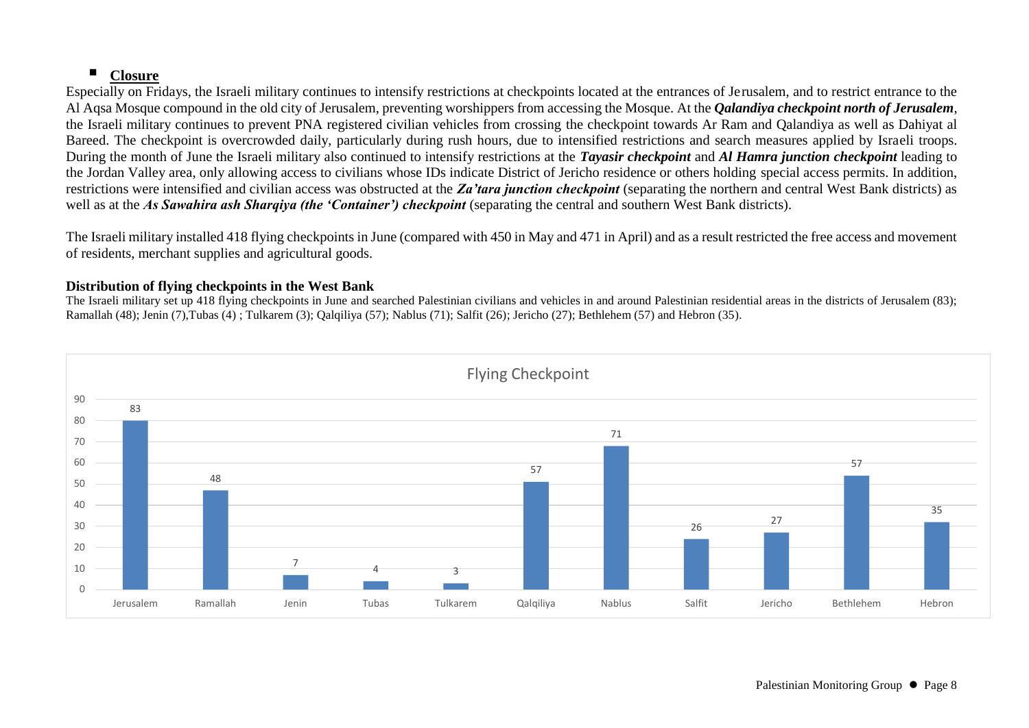- **Closure**

Especially on Fridays, the Israeli military continues to intensify restrictions at checkpoints located at the entrances of Jerusalem, and to restrict entrance to the Al Aqsa Mosque compound in the old city of Jerusalem, preventing worshippers from accessing the Mosque. At the ***Qalandiya checkpoint north of Jerusalem***, the Israeli military continues to prevent PNA registered civilian vehicles from crossing the checkpoint towards Ar Ram and Qalandiya as well as Dahiyat al Bareed. The checkpoint is overcrowded daily, particularly during rush hours, due to intensified restrictions and search measures applied by Israeli troops. During the month of June the Israeli military also continued to intensify restrictions at the ***Tayasir checkpoint*** and ***Al Hamra junction checkpoint*** leading to the Jordan Valley area, only allowing access to civilians whose IDs indicate District of Jericho residence or others holding special access permits. In addition, restrictions were intensified and civilian access was obstructed at the ***Za'tara junction checkpoint*** (separating the northern and central West Bank districts) as well as at the ***As Sawahira ash Sharqiya (the 'Container') checkpoint*** (separating the central and southern West Bank districts).

The Israeli military installed 418 flying checkpoints in June (compared with 450 in May and 471 in April) and as a result restricted the free access and movement of residents, merchant supplies and agricultural goods.

**Distribution of flying checkpoints in the West Bank**

The Israeli military set up 418 flying checkpoints in June and searched Palestinian civilians and vehicles in and around Palestinian residential areas in the districts of Jerusalem (83); Ramallah (48); Jenin (7),Tubas (4) ; Tulkarem (3); Qalqiliya (57); Nablus (71); Salfit (26); Jericho (27); Bethlehem (57) and Hebron (35).

Flying Checkpoint

| Jerusalem | Ramallah | Jenin | Tubas | Tulkarem | Qalqiliya | Nablus | Salfit | Jericho | Bethlehem | Hebron |
|---|---|---|---|---|---|---|---|---|---|---|
| 83 | 48 | 7 | 4 | 3 | 57 | 71 | 26 | 27 | 57 | 35 |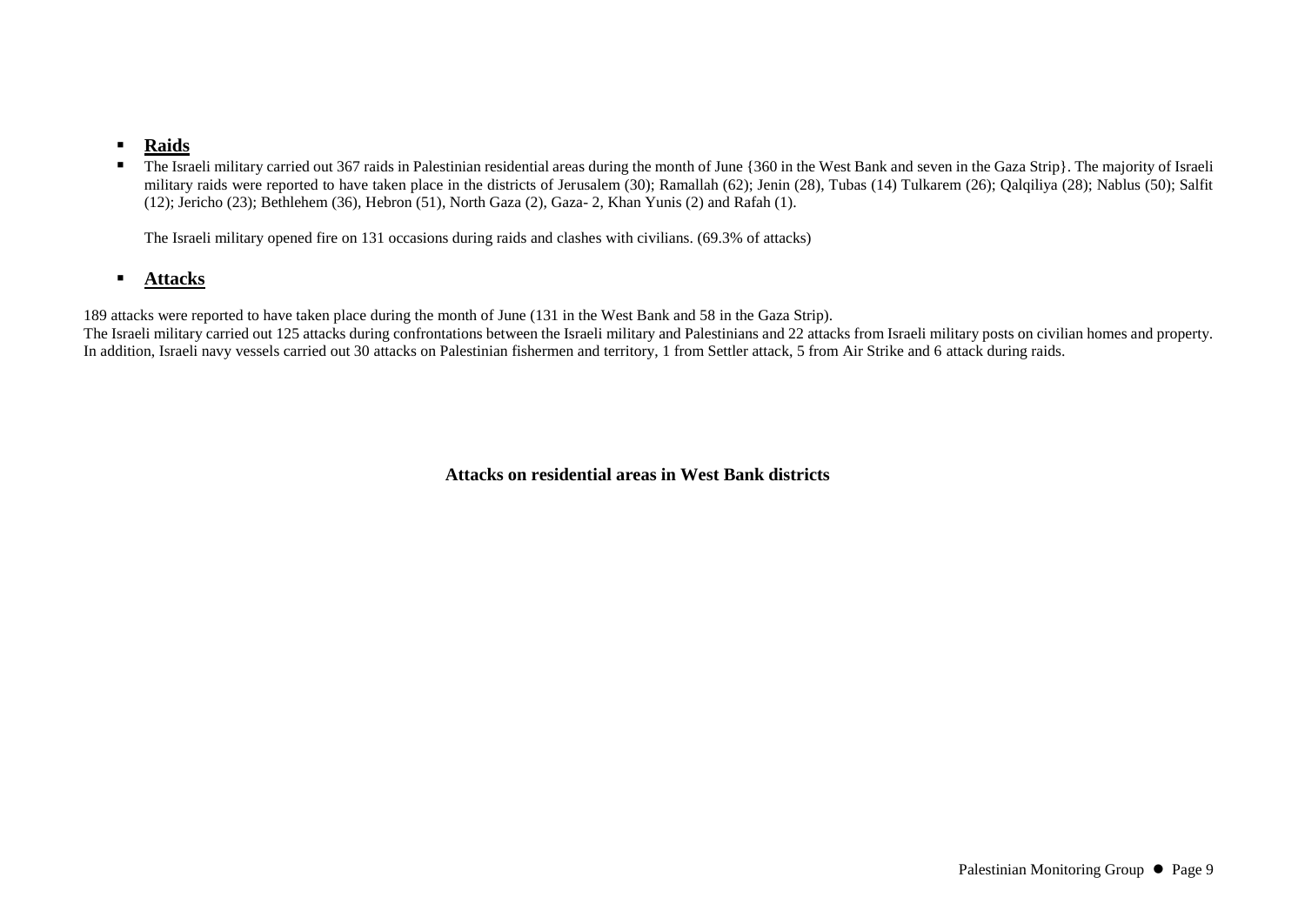- **Raids**
- The Israeli military carried out 367 raids in Palestinian residential areas during the month of June {360 in the West Bank and seven in the Gaza Strip}. The majority of Israeli military raids were reported to have taken place in the districts of Jerusalem (30); Ramallah (62); Jenin (28), Tubas (14) Tulkarem (26); Qalqiliya (28); Nablus (50); Salfit (12); Jericho (23); Bethlehem (36), Hebron (51), North Gaza (2), Gaza- 2, Khan Yunis (2) and Rafah (1).

  The Israeli military opened fire on 131 occasions during raids and clashes with civilians. (69.3% of attacks)

- **Attacks**

189 attacks were reported to have taken place during the month of June (131 in the West Bank and 58 in the Gaza Strip).
The Israeli military carried out 125 attacks during confrontations between the Israeli military and Palestinians and 22 attacks from Israeli military posts on civilian homes and property. In addition, Israeli navy vessels carried out 30 attacks on Palestinian fishermen and territory, 1 from Settler attack, 5 from Air Strike and 6 attack during raids.

**Attacks on residential areas in West Bank districts**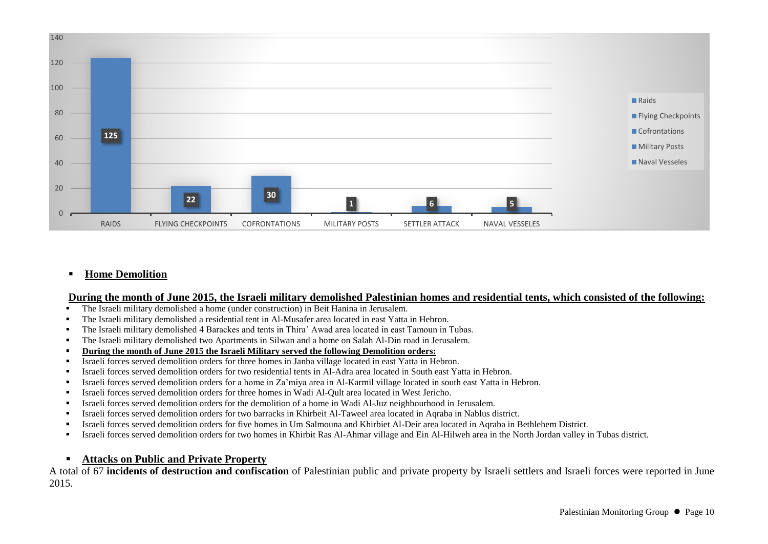| RAIDS | FLYING CHECKPOINTS | COFRONTATIONS | MILITARY POSTS | SETTLER ATTACK | NAVAL VESSELES |
|---|---|---|---|---|---|
| 125 | 22 | 30 | 1 | 6 | 5 |

- **Home Demolition**

**During the month of June 2015, the Israeli military demolished Palestinian homes and residential tents, which consisted of the following:**

- The Israeli military demolished a home (under construction) in Beit Hanina in Jerusalem.
- The Israeli military demolished a residential tent in Al-Musafer area located in east Yatta in Hebron.
- The Israeli military demolished 4 Barackes and tents in Thira' Awad area located in east Tamoun in Tubas.
- The Israeli military demolished two Apartments in Silwan and a home on Salah Al-Din road in Jerusalem.
- **During the month of June 2015 the Israeli Military served the following Demolition orders:**
- Israeli forces served demolition orders for three homes in Janba village located in east Yatta in Hebron.
- Israeli forces served demolition orders for two residential tents in Al-Adra area located in South east Yatta in Hebron.
- Israeli forces served demolition orders for a home in Za'miya area in Al-Karmil village located in south east Yatta in Hebron.
- Israeli forces served demolition orders for three homes in Wadi Al-Qult area located in West Jericho.
- Israeli forces served demolition orders for the demolition of a home in Wadi Al-Juz neighbourhood in Jerusalem.
- Israeli forces served demolition orders for two barracks in Khirbeit Al-Taweel area located in Aqraba in Nablus district.
- Israeli forces served demolition orders for five homes in Um Salmouna and Khirbiet Al-Deir area located in Aqraba in Bethlehem District.
- Israeli forces served demolition orders for two homes in Khirbit Ras Al-Ahmar village and Ein Al-Hilweh area in the North Jordan valley in Tubas district.

- **Attacks on Public and Private Property**

A total of 67 **incidents of destruction and confiscation** of Palestinian public and private property by Israeli settlers and Israeli forces were reported in June 2015.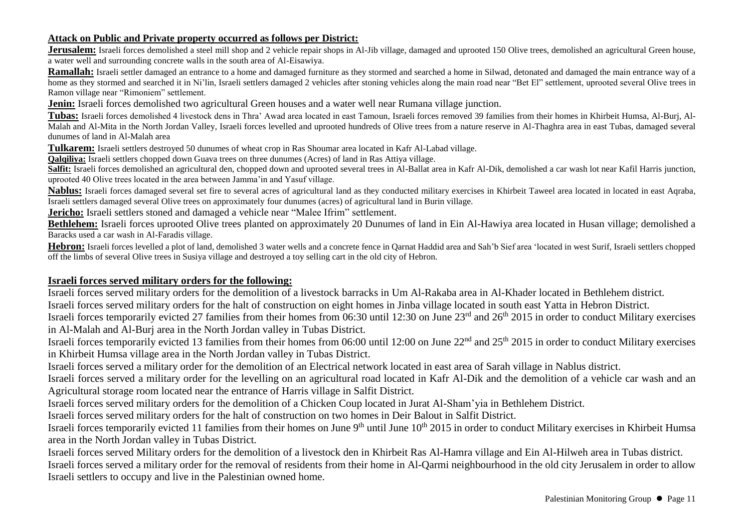## Attack on Public and Private property occurred as follows per District:

**Jerusalem:** Israeli forces demolished a steel mill shop and 2 vehicle repair shops in Al-Jib village, damaged and uprooted 150 Olive trees, demolished an agricultural Green house, a water well and surrounding concrete walls in the south area of Al-Eisawiya.

**Ramallah:** Israeli settler damaged an entrance to a home and damaged furniture as they stormed and searched a home in Silwad, detonated and damaged the main entrance way of a home as they stormed and searched it in Ni'lin, Israeli settlers damaged 2 vehicles after stoning vehicles along the main road near "Bet El" settlement, uprooted several Olive trees in Ramon village near "Rimoniem" settlement.

**Jenin:** Israeli forces demolished two agricultural Green houses and a water well near Rumana village junction.

**Tubas:** Israeli forces demolished 4 livestock dens in Thra' Awad area located in east Tamoun, Israeli forces removed 39 families from their homes in Khirbeit Humsa, Al-Burj, Al-Malah and Al-Mita in the North Jordan Valley, Israeli forces levelled and uprooted hundreds of Olive trees from a nature reserve in Al-Thaghra area in east Tubas, damaged several dunumes of land in Al-Malah area

**Tulkarem:** Israeli settlers destroyed 50 dunumes of wheat crop in Ras Shoumar area located in Kafr Al-Labad village.

**Qalqiliya:** Israeli settlers chopped down Guava trees on three dunumes (Acres) of land in Ras Attiya village.

**Salfit:** Israeli forces demolished an agricultural den, chopped down and uprooted several trees in Al-Ballat area in Kafr Al-Dik, demolished a car wash lot near Kafil Harris junction, uprooted 40 Olive trees located in the area between Jamma'in and Yasuf village.

**Nablus:** Israeli forces damaged several set fire to several acres of agricultural land as they conducted military exercises in Khirbeit Taweel area located in located in east Aqraba, Israeli settlers damaged several Olive trees on approximately four dunumes (acres) of agricultural land in Burin village.

**Jericho:** Israeli settlers stoned and damaged a vehicle near "Malee Ifrim" settlement.

**Bethlehem:** Israeli forces uprooted Olive trees planted on approximately 20 Dunumes of land in Ein Al-Hawiya area located in Husan village; demolished a Baracks used a car wash in Al-Faradis village.

**Hebron:** Israeli forces levelled a plot of land, demolished 3 water wells and a concrete fence in Qarnat Haddid area and Sah'b Sief area 'located in west Surif, Israeli settlers chopped off the limbs of several Olive trees in Susiya village and destroyed a toy selling cart in the old city of Hebron.

## Israeli forces served military orders for the following:

Israeli forces served military orders for the demolition of a livestock barracks in Um Al-Rakaba area in Al-Khader located in Bethlehem district.

Israeli forces served military orders for the halt of construction on eight homes in Jinba village located in south east Yatta in Hebron District.

Israeli forces temporarily evicted 27 families from their homes from 06:30 until 12:30 on June 23rd and 26th 2015 in order to conduct Military exercises in Al-Malah and Al-Burj area in the North Jordan valley in Tubas District.

Israeli forces temporarily evicted 13 families from their homes from 06:00 until 12:00 on June 22nd and 25th 2015 in order to conduct Military exercises in Khirbeit Humsa village area in the North Jordan valley in Tubas District.

Israeli forces served a military order for the demolition of an Electrical network located in east area of Sarah village in Nablus district.

Israeli forces served a military order for the levelling on an agricultural road located in Kafr Al-Dik and the demolition of a vehicle car wash and an Agricultural storage room located near the entrance of Harris village in Salfit District.

Israeli forces served military orders for the demolition of a Chicken Coup located in Jurat Al-Sham'yia in Bethlehem District.

Israeli forces served military orders for the halt of construction on two homes in Deir Balout in Salfit District.

Israeli forces temporarily evicted 11 families from their homes on June 9th until June 10th 2015 in order to conduct Military exercises in Khirbeit Humsa area in the North Jordan valley in Tubas District.

Israeli forces served Military orders for the demolition of a livestock den in Khirbeit Ras Al-Hamra village and Ein Al-Hilweh area in Tubas district.

Israeli forces served a military order for the removal of residents from their home in Al-Qarmi neighbourhood in the old city Jerusalem in order to allow Israeli settlers to occupy and live in the Palestinian owned home.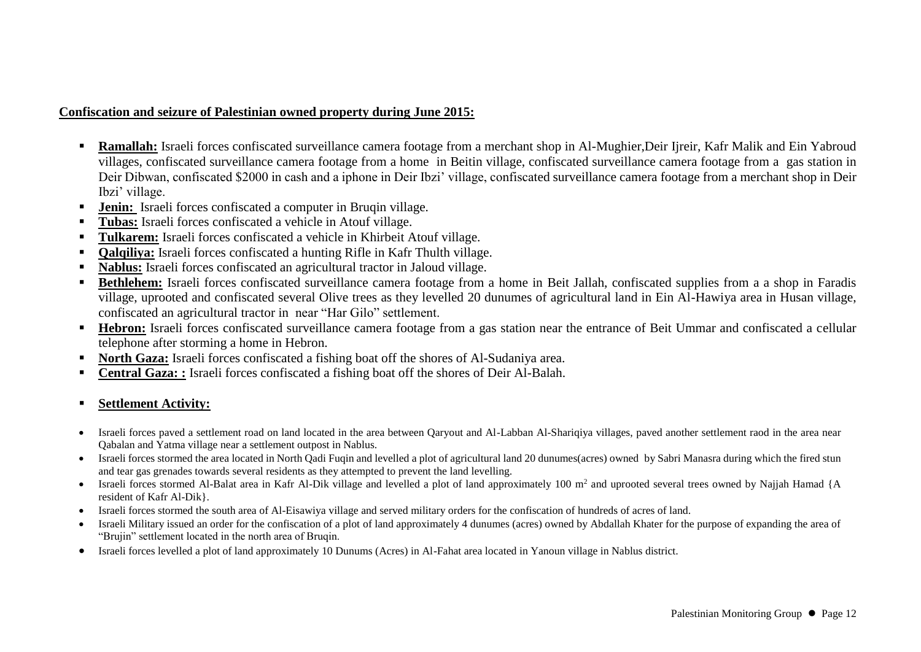**Confiscation and seizure of Palestinian owned property during June 2015:**

- **Ramallah:** Israeli forces confiscated surveillance camera footage from a merchant shop in Al-Mughier,Deir Ijreir, Kafr Malik and Ein Yabroud villages, confiscated surveillance camera footage from a home in Beitin village, confiscated surveillance camera footage from a gas station in Deir Dibwan, confiscated $2000 in cash and a iphone in Deir Ibzi' village, confiscated surveillance camera footage from a merchant shop in Deir Ibzi' village.
- **Jenin:** Israeli forces confiscated a computer in Bruqin village.
- **Tubas:** Israeli forces confiscated a vehicle in Atouf village.
- **Tulkarem:** Israeli forces confiscated a vehicle in Khirbeit Atouf village.
- **Qalqiliya:** Israeli forces confiscated a hunting Rifle in Kafr Thulth village.
- **Nablus:** Israeli forces confiscated an agricultural tractor in Jaloud village.
- **Bethlehem:** Israeli forces confiscated surveillance camera footage from a home in Beit Jallah, confiscated supplies from a a shop in Faradis village, uprooted and confiscated several Olive trees as they levelled 20 dunumes of agricultural land in Ein Al-Hawiya area in Husan village, confiscated an agricultural tractor in near "Har Gilo" settlement.
- **Hebron:** Israeli forces confiscated surveillance camera footage from a gas station near the entrance of Beit Ummar and confiscated a cellular telephone after storming a home in Hebron.
- **North Gaza:** Israeli forces confiscated a fishing boat off the shores of Al-Sudaniya area.
- **Central Gaza: :** Israeli forces confiscated a fishing boat off the shores of Deir Al-Balah.

- **Settlement Activity:**

- Israeli forces paved a settlement road on land located in the area between Qaryout and Al-Labban Al-Shariqiya villages, paved another settlement raod in the area near Qabalan and Yatma village near a settlement outpost in Nablus.
- Israeli forces stormed the area located in North Qadi Fuqin and levelled a plot of agricultural land 20 dunumes(acres) owned by Sabri Manasra during which the fired stun and tear gas grenades towards several residents as they attempted to prevent the land levelling.
- Israeli forces stormed Al-Balat area in Kafr Al-Dik village and levelled a plot of land approximately 100 $m^2$ and uprooted several trees owned by Najjah Hamad {A resident of Kafr Al-Dik}.
- Israeli forces stormed the south area of Al-Eisawiya village and served military orders for the confiscation of hundreds of acres of land.
- Israeli Military issued an order for the confiscation of a plot of land approximately 4 dunumes (acres) owned by Abdallah Khater for the purpose of expanding the area of "Brujin" settlement located in the north area of Bruqin.
- Israeli forces levelled a plot of land approximately 10 Dunums (Acres) in Al-Fahat area located in Yanoun village in Nablus district.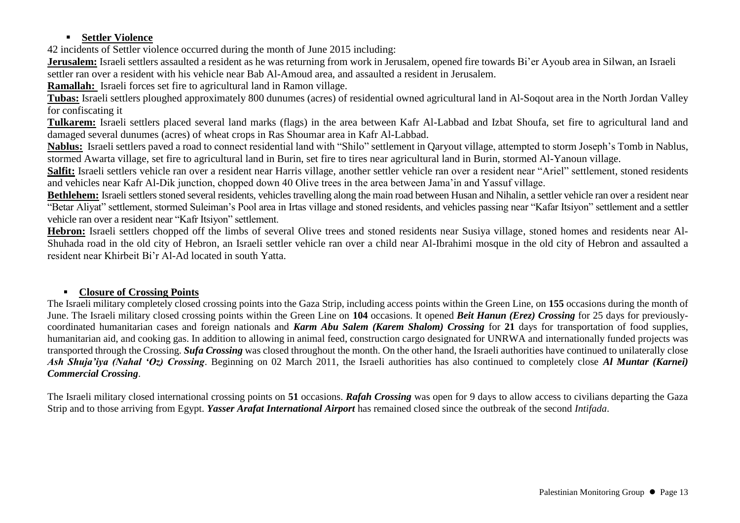- **Settler Violence**

42 incidents of Settler violence occurred during the month of June 2015 including:

**Jerusalem:** Israeli settlers assaulted a resident as he was returning from work in Jerusalem, opened fire towards Bi'er Ayoub area in Silwan, an Israeli settler ran over a resident with his vehicle near Bab Al-Amoud area, and assaulted a resident in Jerusalem.

**Ramallah:** Israeli forces set fire to agricultural land in Ramon village.

**Tubas:** Israeli settlers ploughed approximately 800 dunumes (acres) of residential owned agricultural land in Al-Soqout area in the North Jordan Valley for confiscating it

**Tulkarem:** Israeli settlers placed several land marks (flags) in the area between Kafr Al-Labbad and Izbat Shoufa, set fire to agricultural land and damaged several dunumes (acres) of wheat crops in Ras Shoumar area in Kafr Al-Labbad.

**Nablus:** Israeli settlers paved a road to connect residential land with "Shilo" settlement in Qaryout village, attempted to storm Joseph's Tomb in Nablus, stormed Awarta village, set fire to agricultural land in Burin, set fire to tires near agricultural land in Burin, stormed Al-Yanoun village.

**Salfit:** Israeli settlers vehicle ran over a resident near Harris village, another settler vehicle ran over a resident near "Ariel" settlement, stoned residents and vehicles near Kafr Al-Dik junction, chopped down 40 Olive trees in the area between Jama'in and Yassuf village.

**Bethlehem:** Israeli settlers stoned several residents, vehicles travelling along the main road between Husan and Nihalin, a settler vehicle ran over a resident near "Betar Aliyat" settlement, stormed Suleiman's Pool area in Irtas village and stoned residents, and vehicles passing near "Kafar Itsiyon" settlement and a settler vehicle ran over a resident near "Kafr Itsiyon" settlement.

**Hebron:** Israeli settlers chopped off the limbs of several Olive trees and stoned residents near Susiya village, stoned homes and residents near Al-Shuhada road in the old city of Hebron, an Israeli settler vehicle ran over a child near Al-Ibrahimi mosque in the old city of Hebron and assaulted a resident near Khirbeit Bi'r Al-Ad located in south Yatta.

- **Closure of Crossing Points**

The Israeli military completely closed crossing points into the Gaza Strip, including access points within the Green Line, on **155** occasions during the month of June. The Israeli military closed crossing points within the Green Line on **104** occasions. It opened ***Beit Hanun (Erez) Crossing*** for 25 days for previously-coordinated humanitarian cases and foreign nationals and ***Karm Abu Salem (Karem Shalom) Crossing*** for **21** days for transportation of food supplies, humanitarian aid, and cooking gas. In addition to allowing in animal feed, construction cargo designated for UNRWA and internationally funded projects was transported through the Crossing. ***Sufa Crossing*** was closed throughout the month. On the other hand, the Israeli authorities have continued to unilaterally close ***Ash Shuja'iya (Nahal 'Oz) Crossing***. Beginning on 02 March 2011, the Israeli authorities has also continued to completely close ***Al Muntar (Karnei) Commercial Crossing***.

The Israeli military closed international crossing points on **51** occasions. ***Rafah Crossing*** was open for 9 days to allow access to civilians departing the Gaza Strip and to those arriving from Egypt. ***Yasser Arafat International Airport*** has remained closed since the outbreak of the second *Intifada*.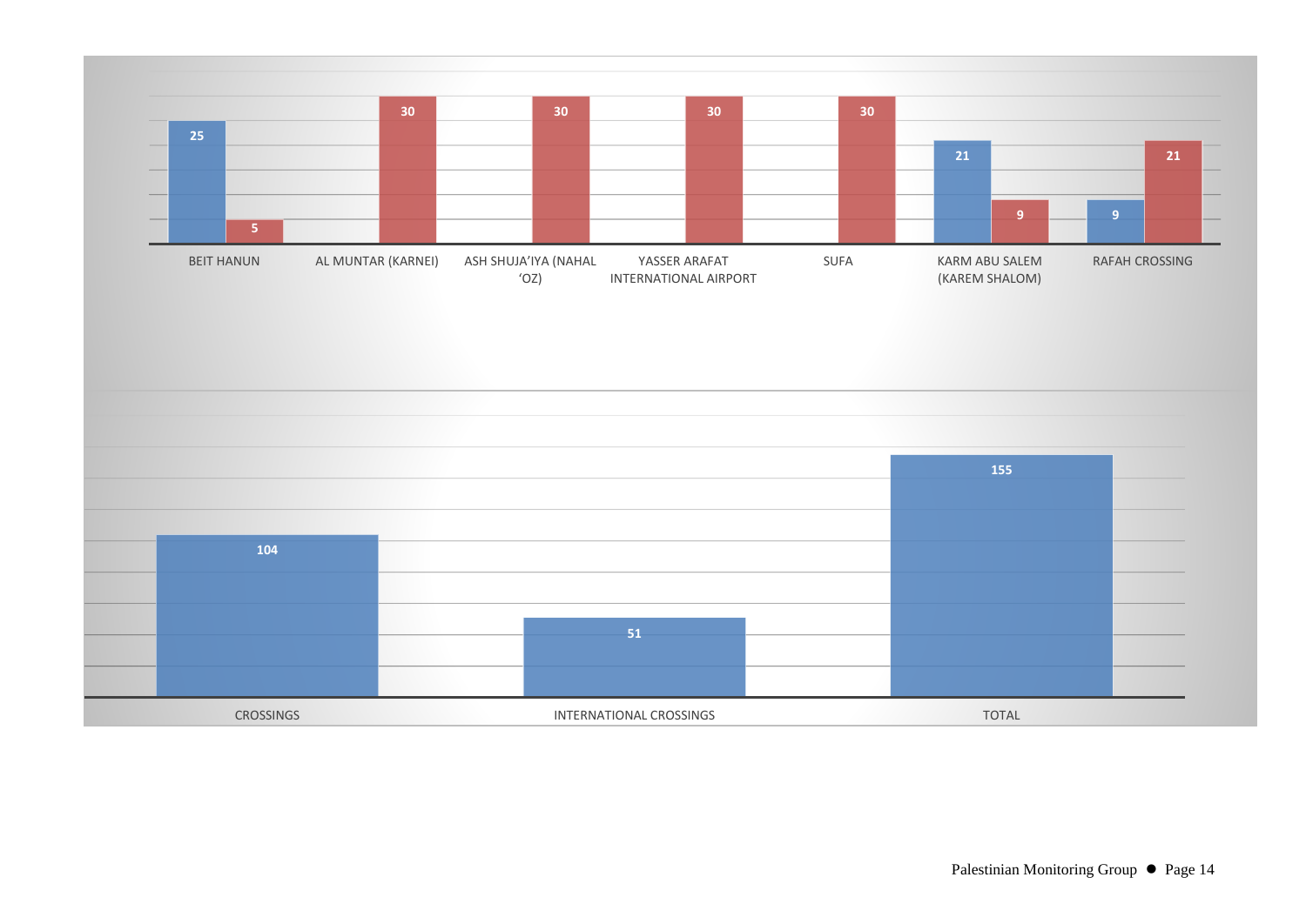25
5
30
30
30
30
21
9
9
21

BEIT HANUN
AL MUNTAR (KARNEI)
ASH SHUJA'IYA (NAHAL 'OZ)
YASSER ARAFAT INTERNATIONAL AIRPORT
SUFA
KARM ABU SALEM (KAREM SHALOM)
RAFAH CROSSING

104
51
155

CROSSINGS
INTERNATIONAL CROSSINGS
TOTAL